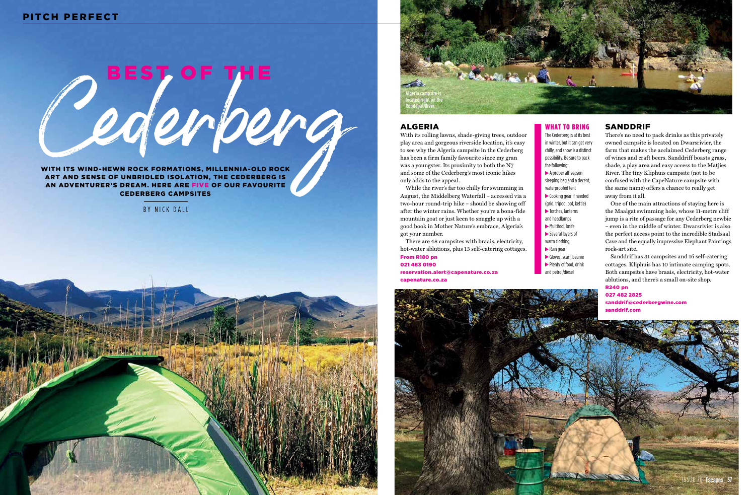# BEST OF THE Cederberg

**WITH ITS WIND-HEWN ROCK FORMATIONS, MILLENNIA-OLD ROCK ART AND SENSE OF UNBRIDLED ISOLATION, THE CEDERBERG IS AN ADVENTURER'S DREAM. HERE ARE FIVE OF OUR FAVOURITE CEDERBERG CAMPSITES**

BY NICK DALL

Algeria campsite is located right on the Rondegat River

## ALGERIA

With its rolling lawns, shade-giving trees, outdoor play area and gorgeous riverside location, it's easy to see why the Algeria campsite in the Cederberg has been a firm family favourite since my gran was a youngster. Its proximity to both the N7 and some of the Cederberg's most iconic hikes only adds to the appeal.

While the river's far too chilly for swimming in August, the Middelberg Waterfall – accessed via a two-hour round-trip hike – should be showing off after the winter rains. Whether you're a bona-fide mountain goat or just keen to snuggle up with a good book in Mother Nature's embrace, Algeria's got your number.

There are 48 campsites with braais, electricity, hot-water ablutions, plus 13 self-catering cottages.

**From R180 pn**
**021 483 0190**
**reservation.alert@capenature.co.za**
**capenature.co.za**

### WHAT TO BRING

The Cederberg is at its best in winter, but it can get very chilly, and snow is a distinct possibility. Be sure to pack the following:

- A proper all-season sleeping bag and a decent, waterproofed tent
- Cooking gear if needed (grid, tripod, pot, kettle)
- Torches, lanterns and headlamps
- Multitool, knife
- Several layers of warm clothing
- Rain gear
- Gloves, scarf, beanie
- Plenty of food, drink and petrol/diesel

## SANDDRIF

There's no need to pack drinks as this privately owned campsite is located on Dwarsrivier, the farm that makes the acclaimed Cederberg range of wines and craft beers. Sanddriff boasts grass, shade, a play area and easy access to the Matjies River. The tiny Kliphuis campsite (not to be confused with the CapeNature campsite with the same name) offers a chance to really get away from it all.

One of the main attractions of staying here is the Maalgat swimming hole, whose 11-metre cliff jump is a rite of passage for any Cederberg newbie – even in the middle of winter. Dwarsrivier is also the perfect access point to the incredible Stadsaal Cave and the equally impressive Elephant Paintings rock-art site.

Sanddrif has 31 campsites and 16 self-catering cottages. Kliphuis has 10 intimate camping spots. Both campsites have braais, electricity, hot-water ablutions, and there's a small on-site shop.

**R240 pn**
**027 482 2825**
**sanddrif@cederbergwine.com**
**sanddrif.com**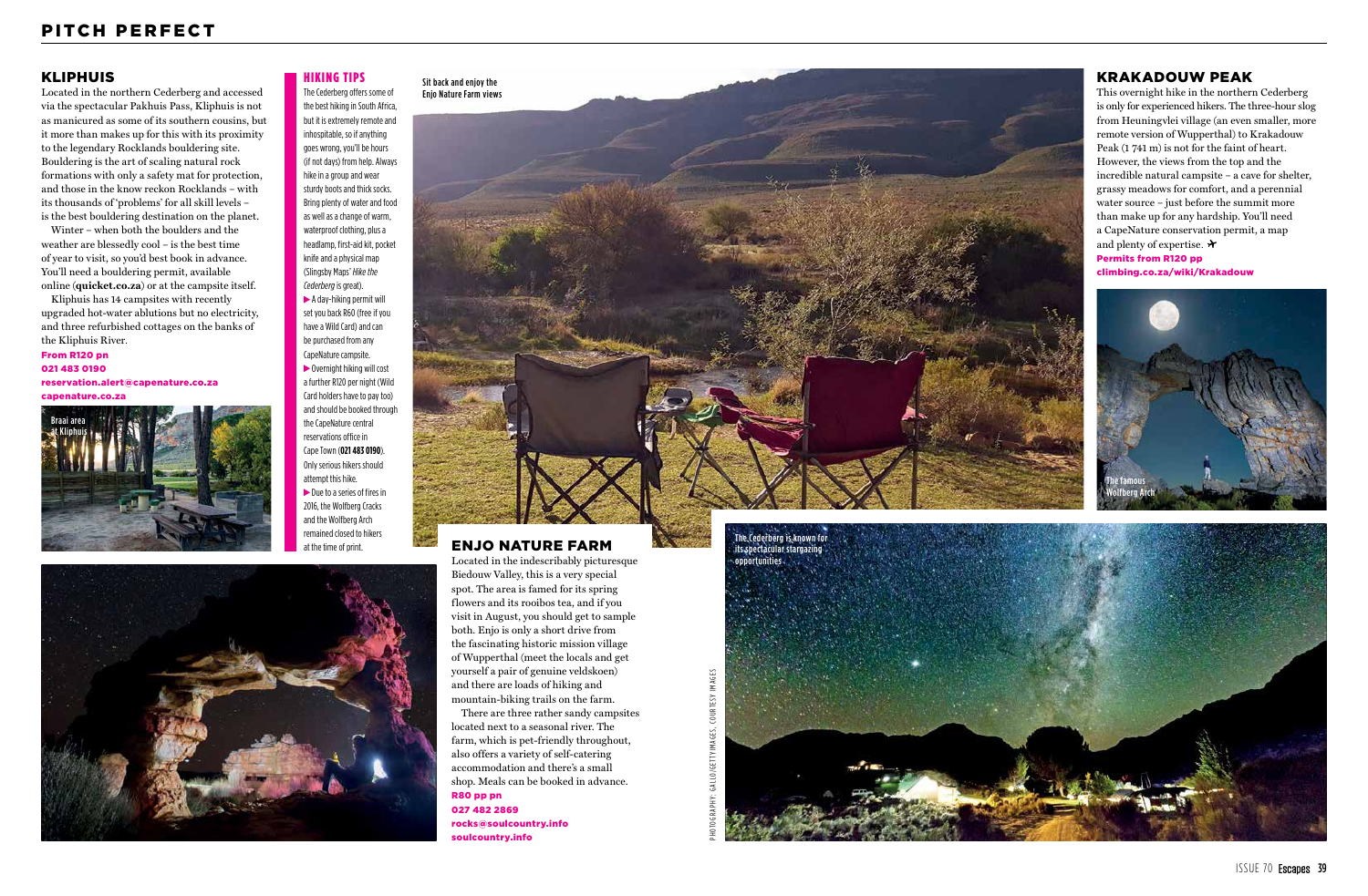## KLIPHUIS

Located in the northern Cederberg and accessed via the spectacular Pakhuis Pass, Kliphuis is not as manicured as some of its southern cousins, but it more than makes up for this with its proximity to the legendary Rocklands bouldering site. Bouldering is the art of scaling natural rock formations with only a safety mat for protection, and those in the know reckon Rocklands – with its thousands of 'problems' for all skill levels – is the best bouldering destination on the planet.

Winter – when both the boulders and the weather are blessedly cool – is the best time of year to visit, so you'd best book in advance. You'll need a bouldering permit, available online (**quicket.co.za**) or at the campsite itself.

Kliphuis has 14 campsites with recently upgraded hot-water ablutions but no electricity, and three refurbished cottages on the banks of the Kliphuis River.

**From R120 pn**
**021 483 0190**
**reservation.alert@capenature.co.za**
**capenature.co.za**

Braai area at Kliphuis

### HIKING TIPS

The Cederberg offers some of the best hiking in South Africa, but it is extremely remote and inhospitable, so if anything goes wrong, you'll be hours (if not days) from help. Always hike in a group and wear sturdy boots and thick socks. Bring plenty of water and food as well as a change of warm, waterproof clothing, plus a headlamp, first-aid kit, pocket knife and a physical map (Slingsby Maps' *Hike the Cederberg* is great).

- A day-hiking permit will set you back R60 (free if you have a Wild Card) and can be purchased from any CapeNature campsite.
- Overnight hiking will cost a further R120 per night (Wild Card holders have to pay too) and should be booked through the CapeNature central reservations office in Cape Town (**021 483 0190**). Only serious hikers should attempt this hike.
- Due to a series of fires in 2016, the Wolfberg Cracks and the Wolfberg Arch remained closed to hikers at the time of print.

Sit back and enjoy the Enjo Nature Farm views

## ENJO NATURE FARM

Located in the indescribably picturesque Biedouw Valley, this is a very special spot. The area is famed for its spring flowers and its rooibos tea, and if you visit in August, you should get to sample both. Enjo is only a short drive from the fascinating historic mission village of Wupperthal (meet the locals and get yourself a pair of genuine veldskoen) and there are loads of hiking and mountain-biking trails on the farm.

There are three rather sandy campsites located next to a seasonal river. The farm, which is pet-friendly throughout, also offers a variety of self-catering accommodation and there's a small shop. Meals can be booked in advance.

**R80 pp pn**
**027 482 2869**
**rocks@soulcountry.info**
**soulcountry.info**

The Cederberg is known for its spectacular stargazing opportunities

PHOTOGRAPHY: GALLO/GETTY IMAGES, COURTESY IMAGES

## KRAKADOUW PEAK

This overnight hike in the northern Cederberg is only for experienced hikers. The three-hour slog from Heuningvlei village (an even smaller, more remote version of Wupperthal) to Krakadouw Peak (1 741 m) is not for the faint of heart. However, the views from the top and the incredible natural campsite – a cave for shelter, grassy meadows for comfort, and a perennial water source – just before the summit more than make up for any hardship. You'll need a CapeNature conservation permit, a map and plenty of expertise.

**Permits from R120 pp**
**climbing.co.za/wiki/Krakadouw**

The famous Wolfberg Arch